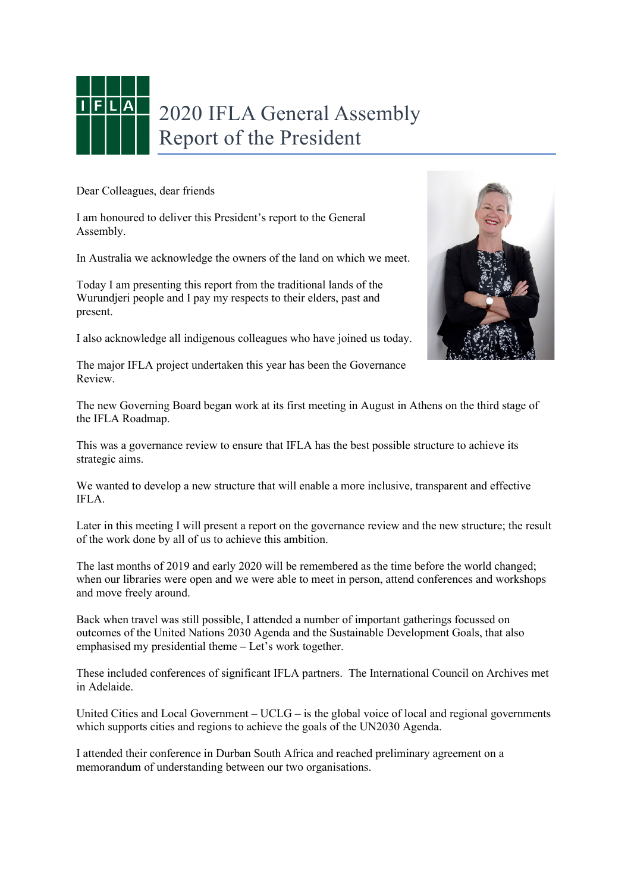# 2020 IFLA General Assembly Report of the President

Dear Colleagues, dear friends

I am honoured to deliver this President's report to the General Assembly.

In Australia we acknowledge the owners of the land on which we meet.

Today I am presenting this report from the traditional lands of the Wurundjeri people and I pay my respects to their elders, past and present.

I also acknowledge all indigenous colleagues who have joined us today.

The major IFLA project undertaken this year has been the Governance Review.

The new Governing Board began work at its first meeting in August in Athens on the third stage of the IFLA Roadmap.

This was a governance review to ensure that IFLA has the best possible structure to achieve its strategic aims.

We wanted to develop a new structure that will enable a more inclusive, transparent and effective IFLA.

Later in this meeting I will present a report on the governance review and the new structure; the result of the work done by all of us to achieve this ambition.

The last months of 2019 and early 2020 will be remembered as the time before the world changed; when our libraries were open and we were able to meet in person, attend conferences and workshops and move freely around.

Back when travel was still possible, I attended a number of important gatherings focussed on outcomes of the United Nations 2030 Agenda and the Sustainable Development Goals, that also emphasised my presidential theme – Let's work together.

These included conferences of significant IFLA partners. The International Council on Archives met in Adelaide.

United Cities and Local Government – UCLG – is the global voice of local and regional governments which supports cities and regions to achieve the goals of the UN2030 Agenda.

I attended their conference in Durban South Africa and reached preliminary agreement on a memorandum of understanding between our two organisations.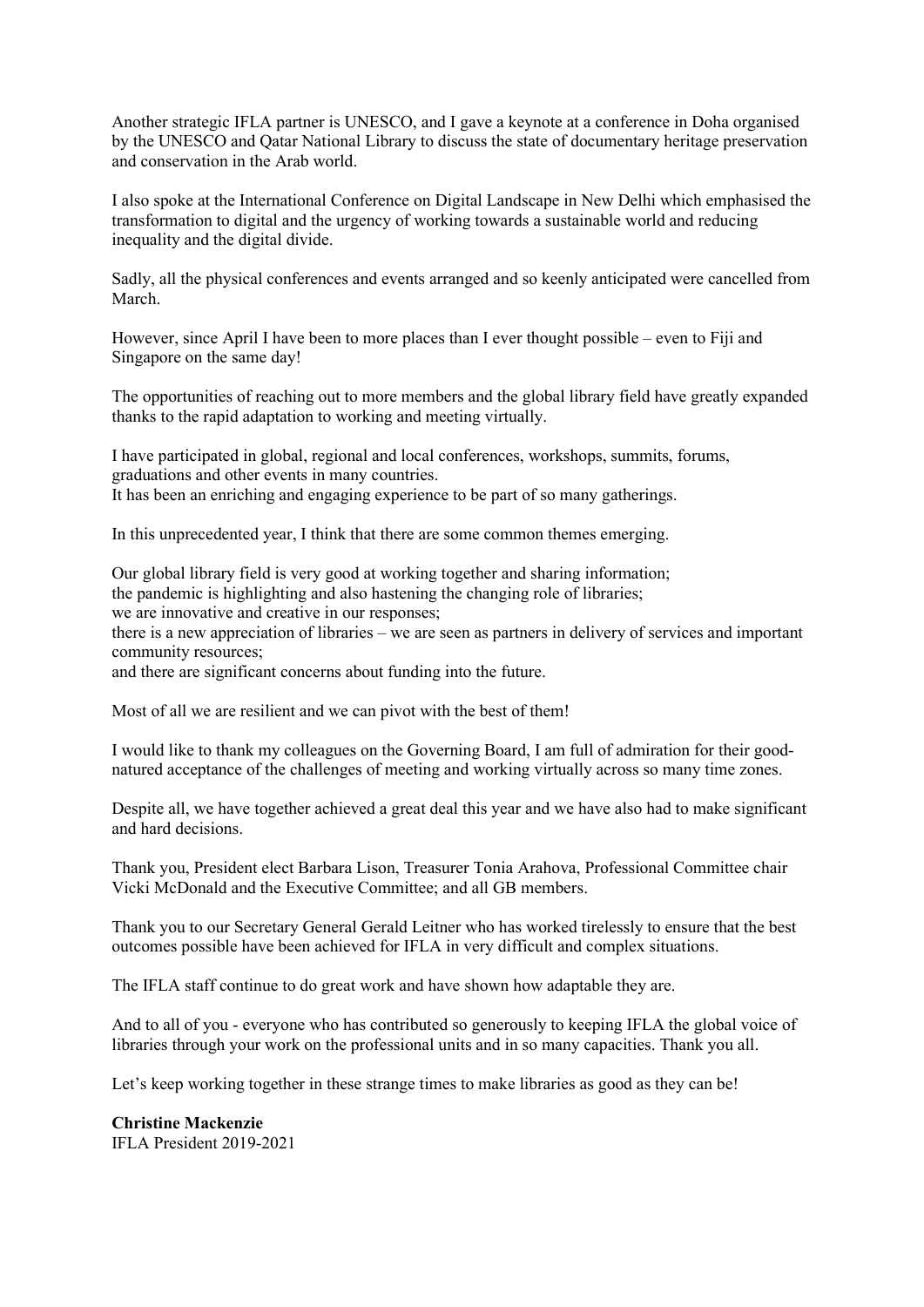Another strategic IFLA partner is UNESCO, and I gave a keynote at a conference in Doha organised by the UNESCO and Qatar National Library to discuss the state of documentary heritage preservation and conservation in the Arab world.

I also spoke at the International Conference on Digital Landscape in New Delhi which emphasised the transformation to digital and the urgency of working towards a sustainable world and reducing inequality and the digital divide.

Sadly, all the physical conferences and events arranged and so keenly anticipated were cancelled from March.

However, since April I have been to more places than I ever thought possible – even to Fiji and Singapore on the same day!

The opportunities of reaching out to more members and the global library field have greatly expanded thanks to the rapid adaptation to working and meeting virtually.

I have participated in global, regional and local conferences, workshops, summits, forums, graduations and other events in many countries.
It has been an enriching and engaging experience to be part of so many gatherings.

In this unprecedented year, I think that there are some common themes emerging.

Our global library field is very good at working together and sharing information;
the pandemic is highlighting and also hastening the changing role of libraries;
we are innovative and creative in our responses;
there is a new appreciation of libraries – we are seen as partners in delivery of services and important community resources;
and there are significant concerns about funding into the future.

Most of all we are resilient and we can pivot with the best of them!

I would like to thank my colleagues on the Governing Board, I am full of admiration for their good-natured acceptance of the challenges of meeting and working virtually across so many time zones.

Despite all, we have together achieved a great deal this year and we have also had to make significant and hard decisions.

Thank you, President elect Barbara Lison, Treasurer Tonia Arahova, Professional Committee chair Vicki McDonald and the Executive Committee; and all GB members.

Thank you to our Secretary General Gerald Leitner who has worked tirelessly to ensure that the best outcomes possible have been achieved for IFLA in very difficult and complex situations.

The IFLA staff continue to do great work and have shown how adaptable they are.

And to all of you - everyone who has contributed so generously to keeping IFLA the global voice of libraries through your work on the professional units and in so many capacities. Thank you all.

Let's keep working together in these strange times to make libraries as good as they can be!

**Christine Mackenzie**
IFLA President 2019-2021